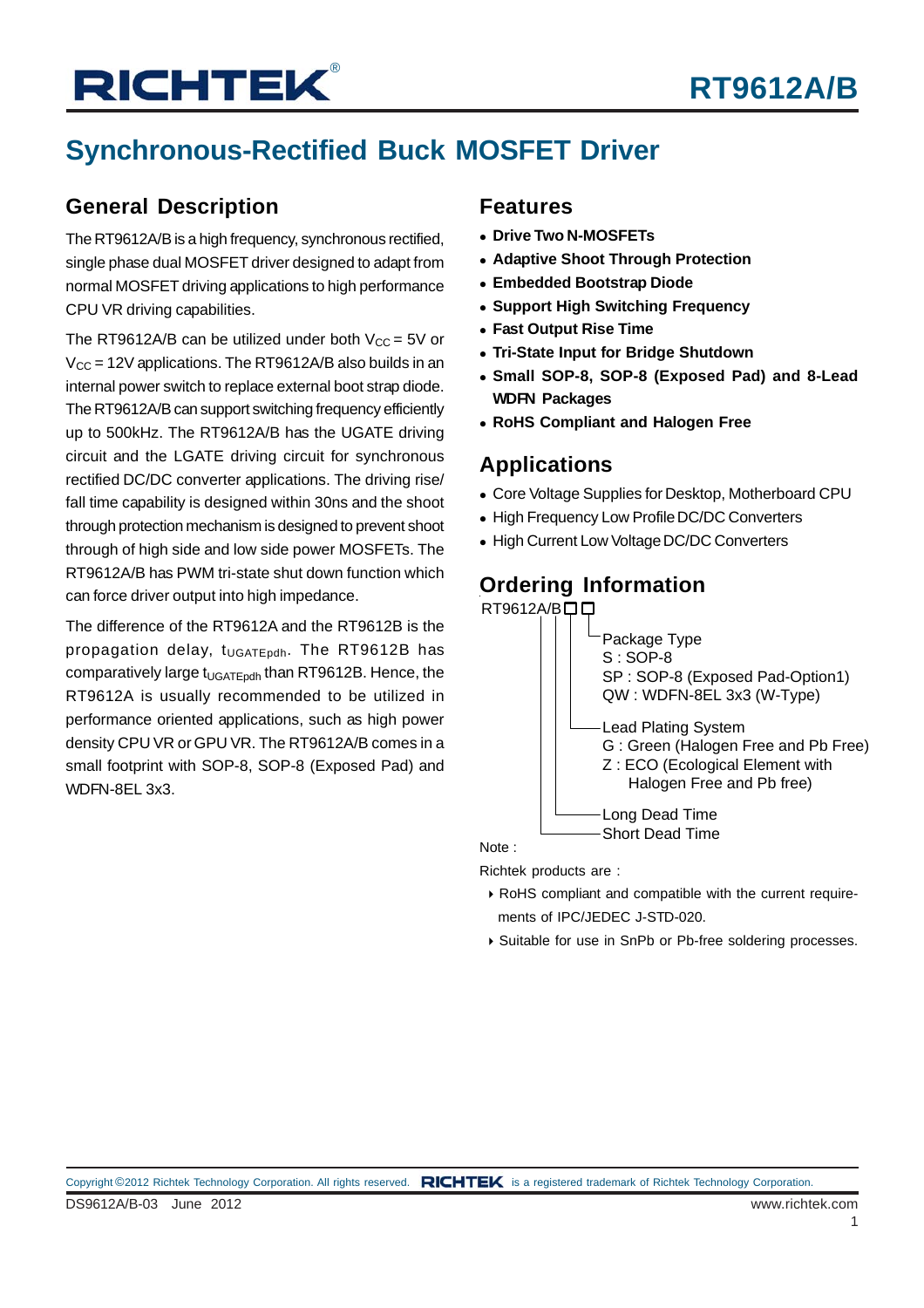# RT9612A/B

## Synchronous-Rectified Buck MOSFET Driver

### General Description

The RT9612A/B is a high frequency, synchronous rectified, single phase dual MOSFET driver designed to adapt from normal MOSFET driving applications to high performance CPU VR driving capabilities.

The RT9612A/B can be utilized under both $V_{CC}$ = 5V or $V_{CC}$ = 12V applications. The RT9612A/B also builds in an internal power switch to replace external boot strap diode. The RT9612A/B can support switching frequency efficiently up to 500kHz. The RT9612A/B has the UGATE driving circuit and the LGATE driving circuit for synchronous rectified DC/DC converter applications. The driving rise/fall time capability is designed within 30ns and the shoot through protection mechanism is designed to prevent shoot through of high side and low side power MOSFETs. The RT9612A/B has PWM tri-state shut down function which can force driver output into high impedance.

The difference of the RT9612A and the RT9612B is the propagation delay, $t_{UGATEpdh}$. The RT9612B has comparatively large $t_{UGATEpdh}$ than RT9612B. Hence, the RT9612A is usually recommended to be utilized in performance oriented applications, such as high power density CPU VR or GPU VR. The RT9612A/B comes in a small footprint with SOP-8, SOP-8 (Exposed Pad) and WDFN-8EL 3x3.

### Features

- **Drive Two N-MOSFETs**
- **Adaptive Shoot Through Protection**
- **Embedded Bootstrap Diode**
- **Support High Switching Frequency**
- **Fast Output Rise Time**
- **Tri-State Input for Bridge Shutdown**
- **Small SOP-8, SOP-8 (Exposed Pad) and 8-Lead WDFN Packages**
- **RoHS Compliant and Halogen Free**

### Applications

- Core Voltage Supplies for Desktop, Motherboard CPU
- High Frequency Low Profile DC/DC Converters
- High Current Low Voltage DC/DC Converters

### Ordering Information

RT9612A/B□□

- Package Type
  - S : SOP-8
  - SP : SOP-8 (Exposed Pad-Option1)
  - QW : WDFN-8EL 3x3 (W-Type)
- Lead Plating System
  - G : Green (Halogen Free and Pb Free)
  - Z : ECO (Ecological Element with Halogen Free and Pb free)
- Long Dead Time
- Short Dead Time

Note :

Richtek products are :

- RoHS compliant and compatible with the current requirements of IPC/JEDEC J-STD-020.
- Suitable for use in SnPb or Pb-free soldering processes.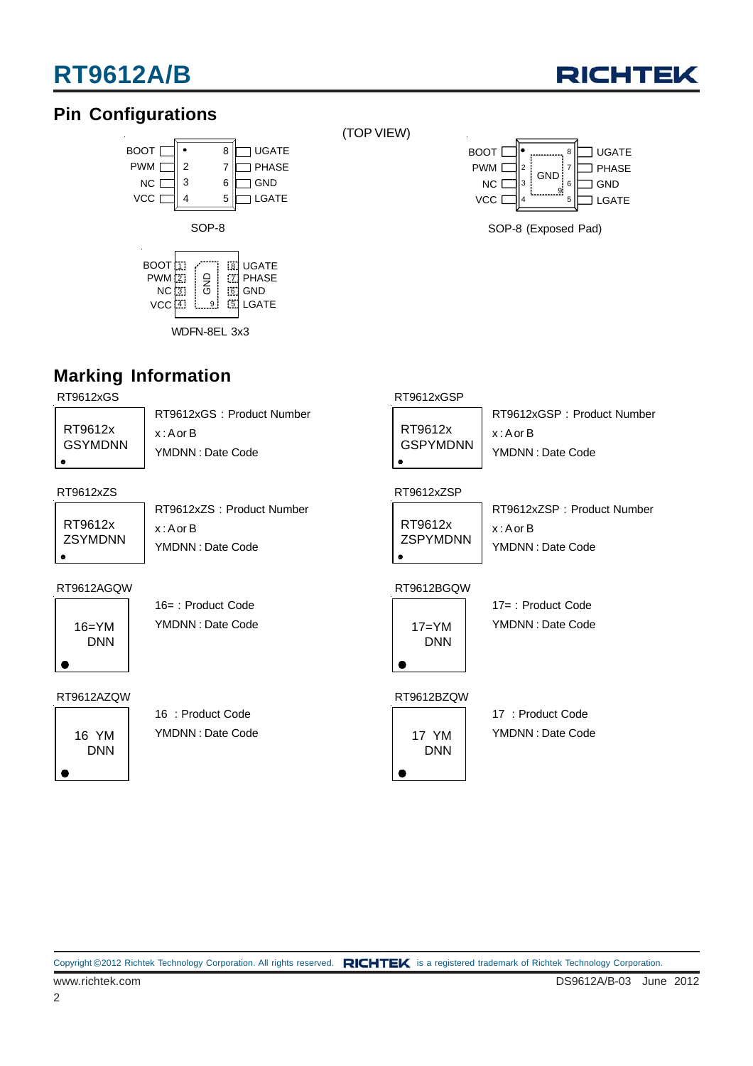## Pin Configurations

(TOP VIEW)

| Pin | Name | Pin | Name |
|---|---|---|---|
| 1 | BOOT | 8 | UGATE |
| 2 | PWM | 7 | PHASE |
| 3 | NC | 6 | GND |
| 4 | VCC | 5 | LGATE |

SOP-8

| Pin | Name | Pin | Name |
|---|---|---|---|
| 1 | BOOT | 8 | UGATE |
| 2 | PWM | 7 | PHASE |
| 3 | NC | 6 | GND |
| 4 | VCC | 5 | LGATE |
| 9 (Exposed Pad) | GND | | |

SOP-8 (Exposed Pad)

| Pin | Name | Pin | Name |
|---|---|---|---|
| 1 | BOOT | 8 | UGATE |
| 2 | PWM | 7 | PHASE |
| 3 | NC | 6 | GND |
| 4 | VCC | 5 | LGATE |
| 9 (Exposed Pad) | GND | | |

WDFN-8EL 3x3

## Marking Information

**RT9612xGS**

```
RT9612x
GSYMDNN
```

RT9612xGS : Product Number

x : A or B

YMDNN : Date Code

**RT9612xGSP**

```
RT9612x
GSPYMDNN
```

RT9612xGSP : Product Number

x : A or B

YMDNN : Date Code

**RT9612xZS**

```
RT9612x
ZSYMDNN
```

RT9612xZS : Product Number

x : A or B

YMDNN : Date Code

**RT9612xZSP**

```
RT9612x
ZSPYMDNN
```

RT9612xZSP : Product Number

x : A or B

YMDNN : Date Code

**RT9612AGQW**

```
16=YM
DNN
```

16= : Product Code

YMDNN : Date Code

**RT9612BGQW**

```
17=YM
DNN
```

17= : Product Code

YMDNN : Date Code

**RT9612AZQW**

```
16 YM
DNN
```

16 : Product Code

YMDNN : Date Code

**RT9612BZQW**

```
17 YM
DNN
```

17 : Product Code

YMDNN : Date Code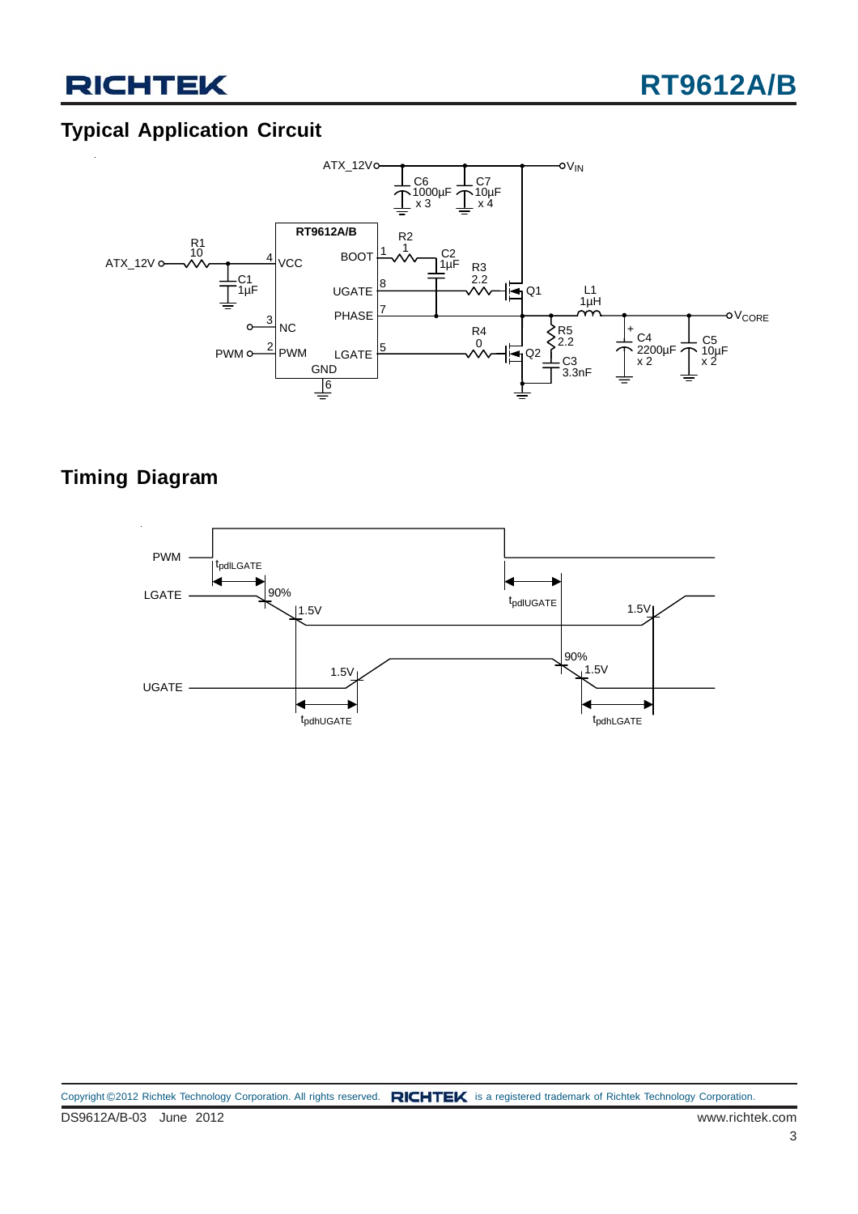## Typical Application Circuit

## Timing Diagram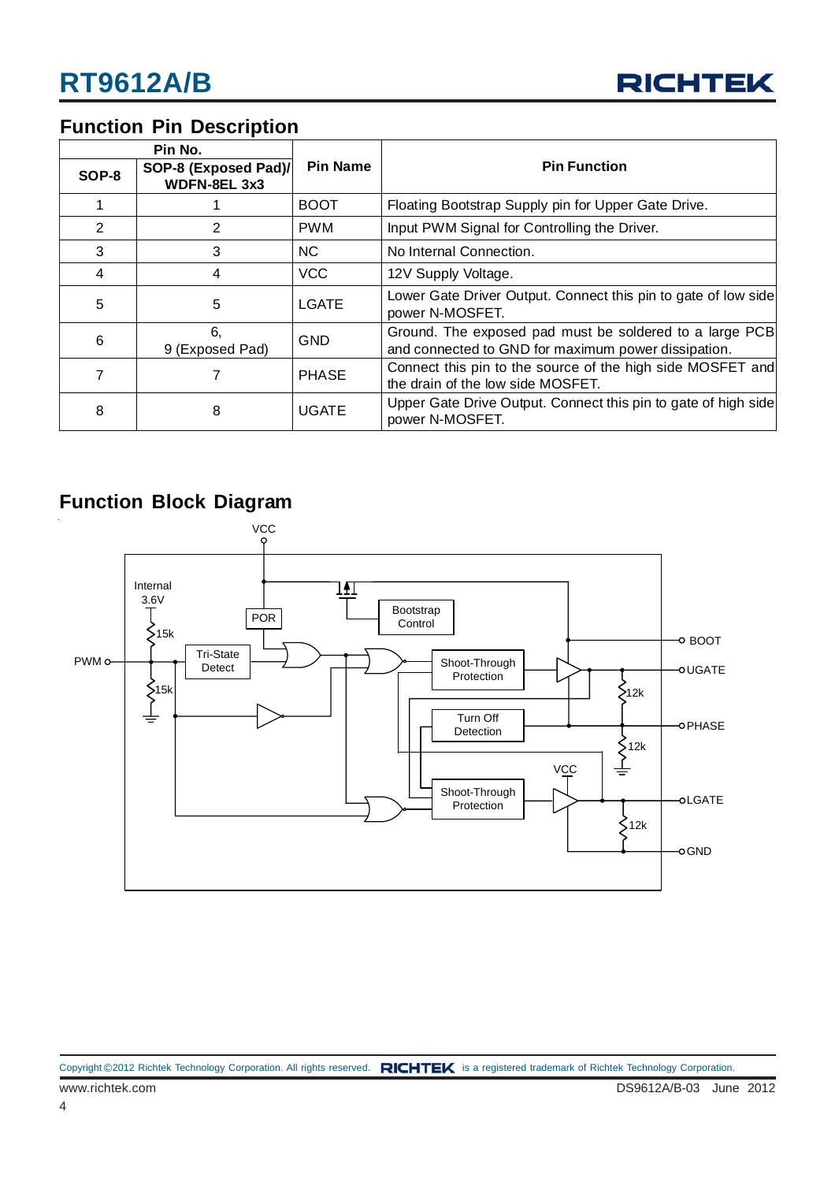## Function Pin Description

| Pin No. | | Pin Name | Pin Function |
|---|---|---|---|
| SOP-8 | SOP-8 (Exposed Pad)/ WDFN-8EL 3x3 | | |
| 1 | 1 | BOOT | Floating Bootstrap Supply pin for Upper Gate Drive. |
| 2 | 2 | PWM | Input PWM Signal for Controlling the Driver. |
| 3 | 3 | NC | No Internal Connection. |
| 4 | 4 | VCC | 12V Supply Voltage. |
| 5 | 5 | LGATE | Lower Gate Driver Output. Connect this pin to gate of low side power N-MOSFET. |
| 6 | 6, 9 (Exposed Pad) | GND | Ground. The exposed pad must be soldered to a large PCB and connected to GND for maximum power dissipation. |
| 7 | 7 | PHASE | Connect this pin to the source of the high side MOSFET and the drain of the low side MOSFET. |
| 8 | 8 | UGATE | Upper Gate Drive Output. Connect this pin to gate of high side power N-MOSFET. |

## Function Block Diagram

VCC, Internal 3.6V, 15k, 15k, PWM, POR, Tri-State Detect, Bootstrap Control, Shoot-Through Protection, Turn Off Detection, Shoot-Through Protection, VCC, 12k, 12k, 12k, BOOT, UGATE, PHASE, LGATE, GND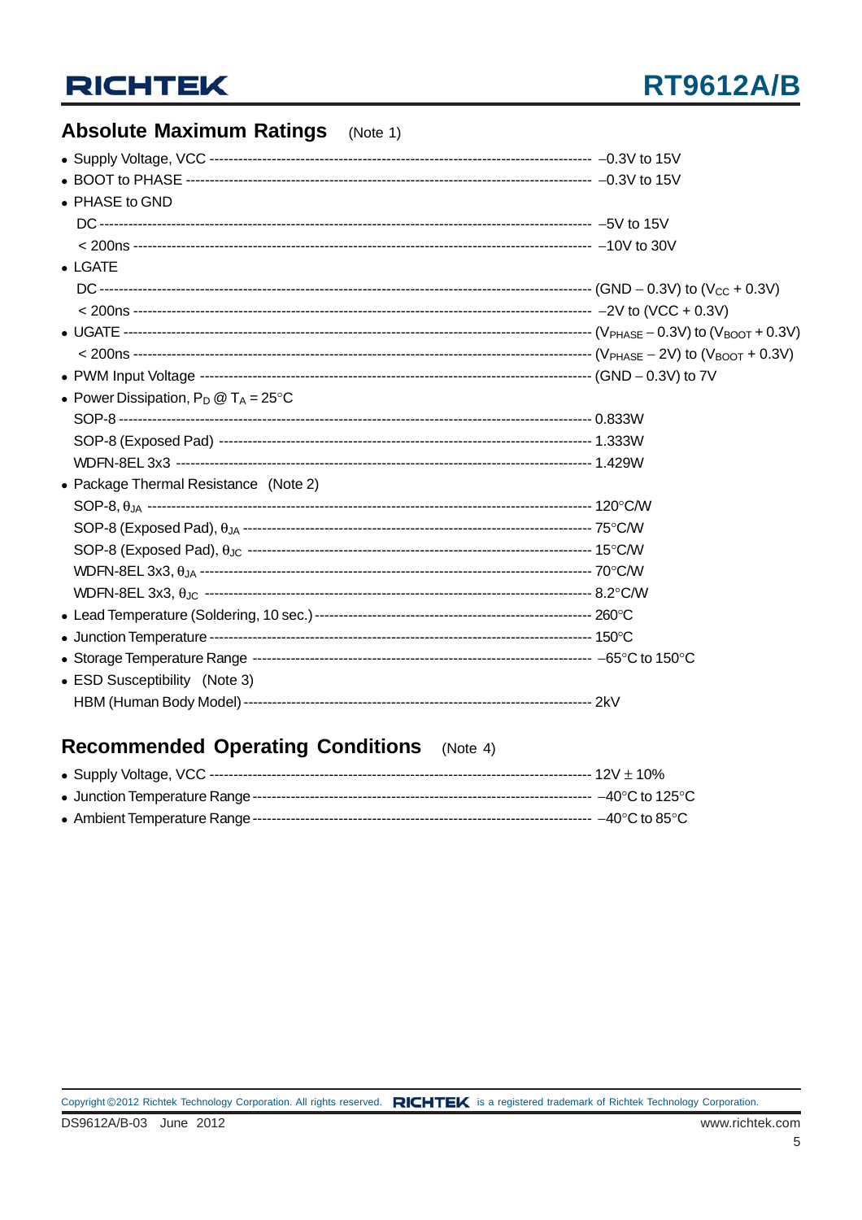## Absolute Maximum Ratings (Note 1)

- Supply Voltage, VCC ------------------------------------------------ –0.3V to 15V
- BOOT to PHASE ------------------------------------------------ –0.3V to 15V
- PHASE to GND
  - DC ------------------------------------------------ –5V to 15V
  - < 200ns ------------------------------------------------ –10V to 30V
- LGATE
  - DC ------------------------------------------------ (GND – 0.3V) to ($V_{CC}$ + 0.3V)
  - < 200ns ------------------------------------------------ –2V to (VCC + 0.3V)
- UGATE ------------------------------------------------ ($V_{PHASE}$ – 0.3V) to ($V_{BOOT}$ + 0.3V)
  - < 200ns ------------------------------------------------ ($V_{PHASE}$ – 2V) to ($V_{BOOT}$ + 0.3V)
- PWM Input Voltage ------------------------------------------------ (GND – 0.3V) to 7V
- Power Dissipation, $P_D$ @ $T_A$ = 25°C
  - SOP-8 ------------------------------------------------ 0.833W
  - SOP-8 (Exposed Pad) ------------------------------------------------ 1.333W
  - WDFN-8EL 3x3 ------------------------------------------------ 1.429W
- Package Thermal Resistance (Note 2)
  - SOP-8, $\theta_{JA}$ ------------------------------------------------ 120°C/W
  - SOP-8 (Exposed Pad), $\theta_{JA}$ ------------------------------------------------ 75°C/W
  - SOP-8 (Exposed Pad), $\theta_{JC}$ ------------------------------------------------ 15°C/W
  - WDFN-8EL 3x3, $\theta_{JA}$ ------------------------------------------------ 70°C/W
  - WDFN-8EL 3x3, $\theta_{JC}$ ------------------------------------------------ 8.2°C/W
- Lead Temperature (Soldering, 10 sec.) ------------------------------------------------ 260°C
- Junction Temperature ------------------------------------------------ 150°C
- Storage Temperature Range ------------------------------------------------ –65°C to 150°C
- ESD Susceptibility (Note 3)
  - HBM (Human Body Model) ------------------------------------------------ 2kV

## Recommended Operating Conditions (Note 4)

- Supply Voltage, VCC ------------------------------------------------ 12V ± 10%
- Junction Temperature Range ------------------------------------------------ –40°C to 125°C
- Ambient Temperature Range ------------------------------------------------ –40°C to 85°C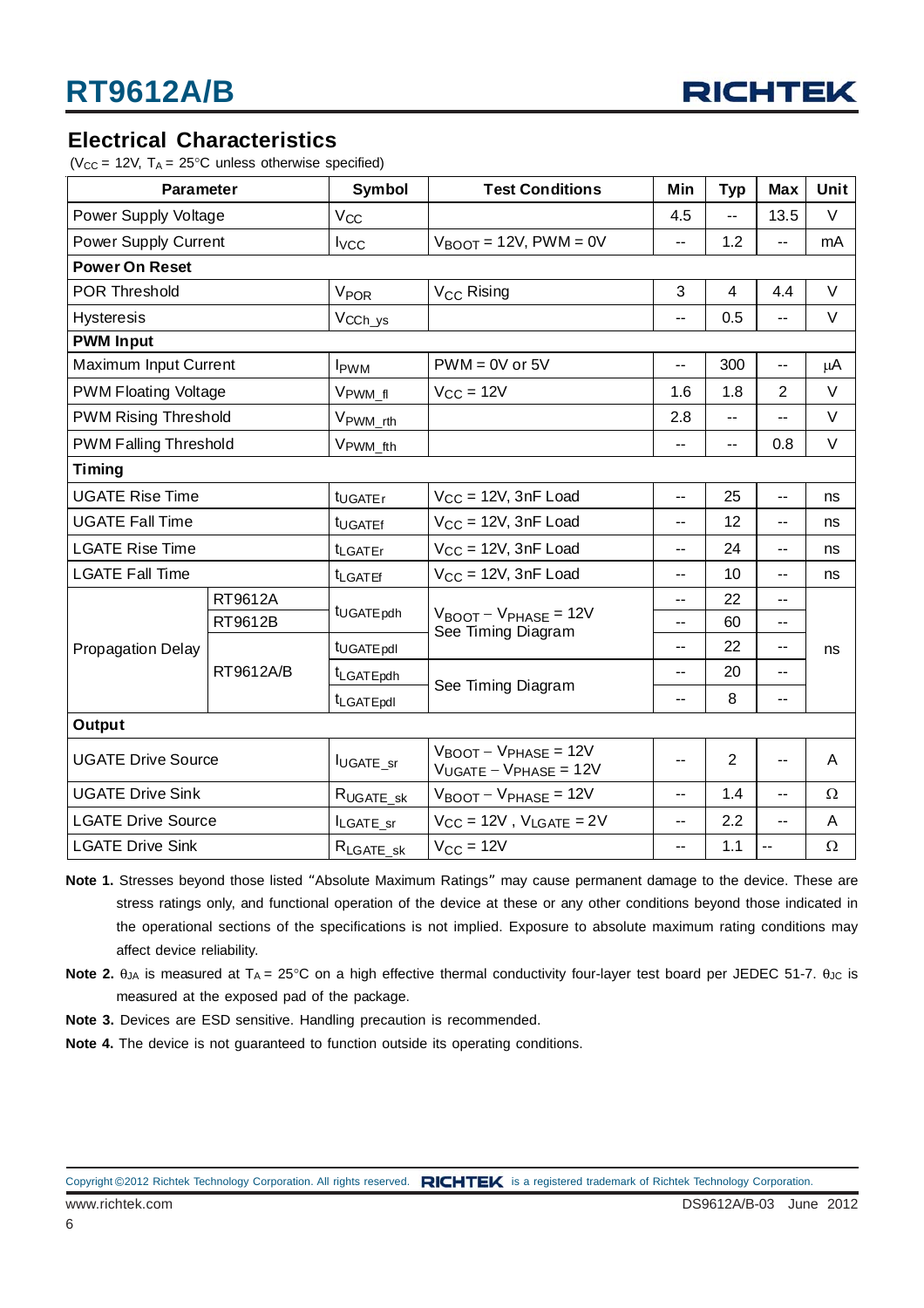## Electrical Characteristics

($V_{CC}$ = 12V, $T_A$ = 25°C unless otherwise specified)

| Parameter | | Symbol | Test Conditions | Min | Typ | Max | Unit |
|---|---|---|---|---|---|---|---|
| Power Supply Voltage | | $V_{CC}$ | | 4.5 | -- | 13.5 | V |
| Power Supply Current | | $I_{VCC}$ | $V_{BOOT}$ = 12V, PWM = 0V | -- | 1.2 | -- | mA |
| **Power On Reset** | | | | | | | |
| POR Threshold | | $V_{POR}$ | $V_{CC}$ Rising | 3 | 4 | 4.4 | V |
| Hysteresis | | $V_{CCh\_ys}$ | | -- | 0.5 | -- | V |
| **PWM Input** | | | | | | | |
| Maximum Input Current | | $I_{PWM}$ | PWM = 0V or 5V | -- | 300 | -- | μA |
| PWM Floating Voltage | | $V_{PWM\_fl}$ | $V_{CC}$ = 12V | 1.6 | 1.8 | 2 | V |
| PWM Rising Threshold | | $V_{PWM\_rth}$ | | 2.8 | -- | -- | V |
| PWM Falling Threshold | | $V_{PWM\_fth}$ | | -- | -- | 0.8 | V |
| **Timing** | | | | | | | |
| UGATE Rise Time | | $t_{UGATEr}$ | $V_{CC}$ = 12V, 3nF Load | -- | 25 | -- | ns |
| UGATE Fall Time | | $t_{UGATEf}$ | $V_{CC}$ = 12V, 3nF Load | -- | 12 | -- | ns |
| LGATE Rise Time | | $t_{LGATEr}$ | $V_{CC}$ = 12V, 3nF Load | -- | 24 | -- | ns |
| LGATE Fall Time | | $t_{LGATEf}$ | $V_{CC}$ = 12V, 3nF Load | -- | 10 | -- | ns |
| Propagation Delay | RT9612A | $t_{UGATEpdh}$ | $V_{BOOT} - V_{PHASE}$ = 12V See Timing Diagram | -- | 22 | -- | ns |
| | RT9612B | | | -- | 60 | -- | |
| | RT9612A/B | $t_{UGATEpdl}$ | | -- | 22 | -- | |
| | | $t_{LGATEpdh}$ | See Timing Diagram | -- | 20 | -- | |
| | | $t_{LGATEpdl}$ | | -- | 8 | -- | |
| **Output** | | | | | | | |
| UGATE Drive Source | | $I_{UGATE\_sr}$ | $V_{BOOT} - V_{PHASE}$ = 12V, $V_{UGATE} - V_{PHASE}$ = 12V | -- | 2 | -- | A |
| UGATE Drive Sink | | $R_{UGATE\_sk}$ | $V_{BOOT} - V_{PHASE}$ = 12V | -- | 1.4 | -- | Ω |
| LGATE Drive Source | | $I_{LGATE\_sr}$ | $V_{CC}$ = 12V , $V_{LGATE}$ = 2V | -- | 2.2 | -- | A |
| LGATE Drive Sink | | $R_{LGATE\_sk}$ | $V_{CC}$ = 12V | -- | 1.1 | -- | Ω |

**Note 1.** Stresses beyond those listed "Absolute Maximum Ratings" may cause permanent damage to the device. These are stress ratings only, and functional operation of the device at these or any other conditions beyond those indicated in the operational sections of the specifications is not implied. Exposure to absolute maximum rating conditions may affect device reliability.

**Note 2.** $\theta_{JA}$ is measured at $T_A$ = 25°C on a high effective thermal conductivity four-layer test board per JEDEC 51-7. $\theta_{JC}$ is measured at the exposed pad of the package.

**Note 3.** Devices are ESD sensitive. Handling precaution is recommended.

**Note 4.** The device is not guaranteed to function outside its operating conditions.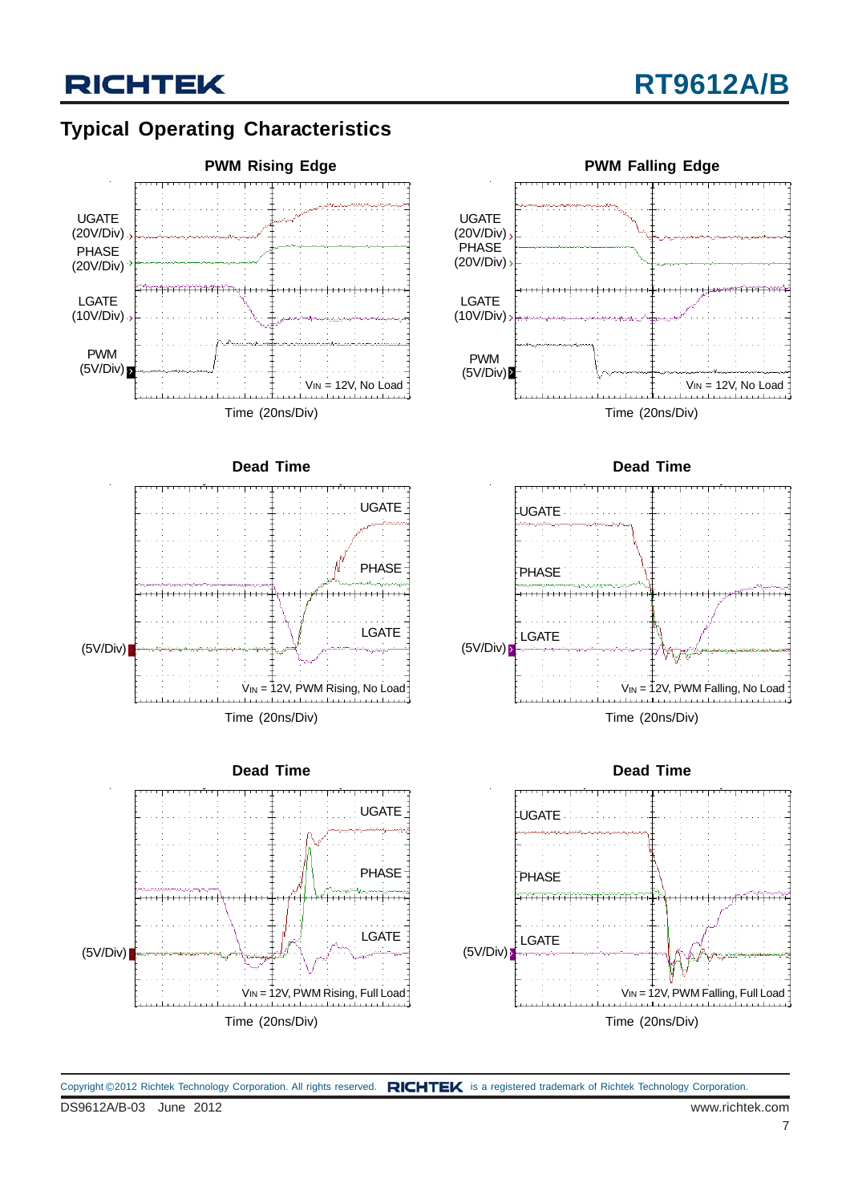## Typical Operating Characteristics

**PWM Rising Edge**

UGATE (20V/Div)
PHASE (20V/Div)
LGATE (10V/Div)
PWM (5V/Div)
$V_{IN}$ = 12V, No Load
Time (20ns/Div)

**PWM Falling Edge**

UGATE (20V/Div)
PHASE (20V/Div)
LGATE (10V/Div)
PWM (5V/Div)
$V_{IN}$ = 12V, No Load
Time (20ns/Div)

**Dead Time**

UGATE
PHASE
LGATE
(5V/Div)
$V_{IN}$ = 12V, PWM Rising, No Load
Time (20ns/Div)

**Dead Time**

UGATE
PHASE
LGATE
(5V/Div)
$V_{IN}$ = 12V, PWM Falling, No Load
Time (20ns/Div)

**Dead Time**

UGATE
PHASE
LGATE
(5V/Div)
$V_{IN}$ = 12V, PWM Rising, Full Load
Time (20ns/Div)

**Dead Time**

UGATE
PHASE
LGATE
(5V/Div)
$V_{IN}$ = 12V, PWM Falling, Full Load
Time (20ns/Div)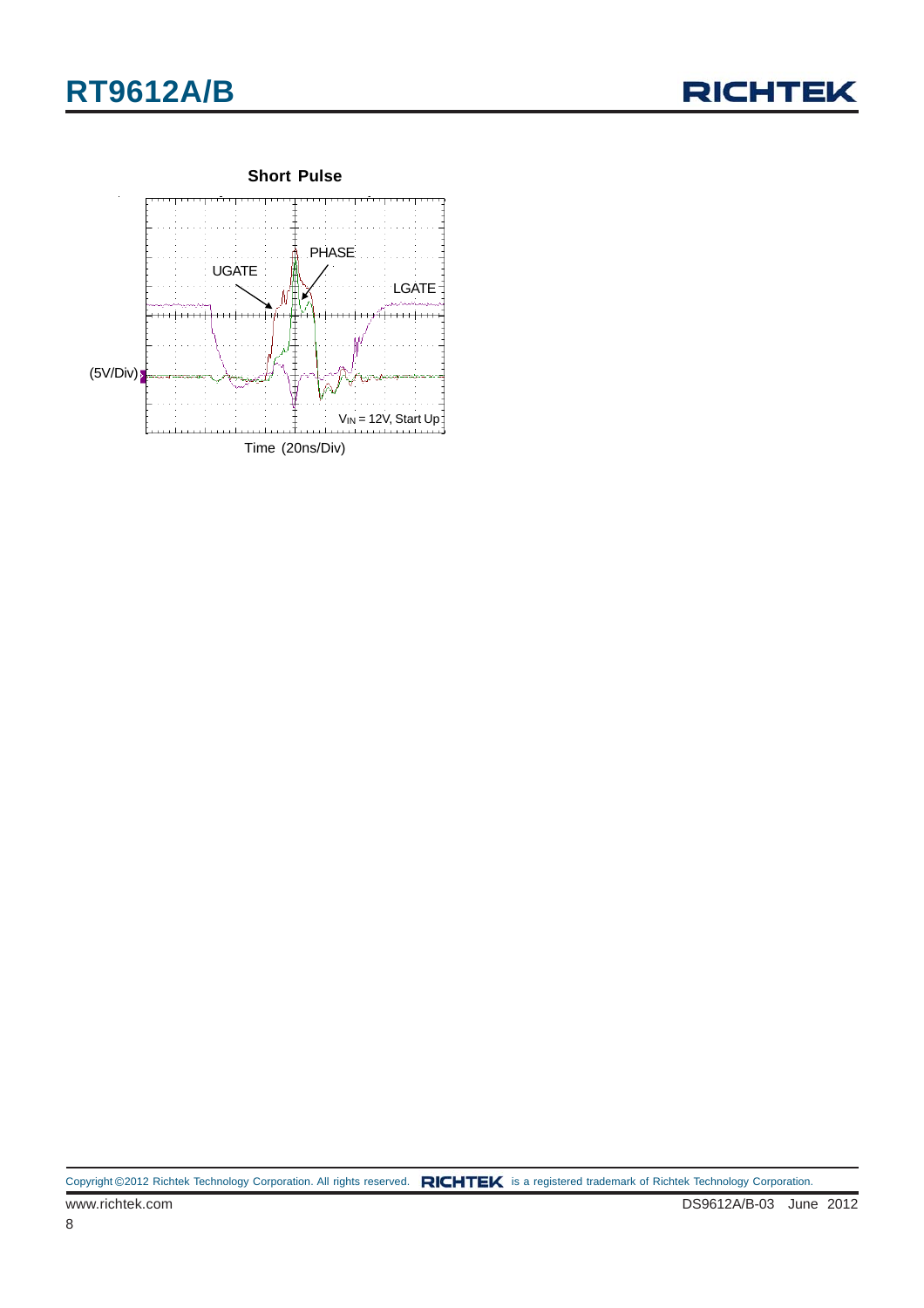**Short Pulse**

UGATE

PHASE

LGATE

(5V/Div)

$V_{IN}$ = 12V, Start Up

Time (20ns/Div)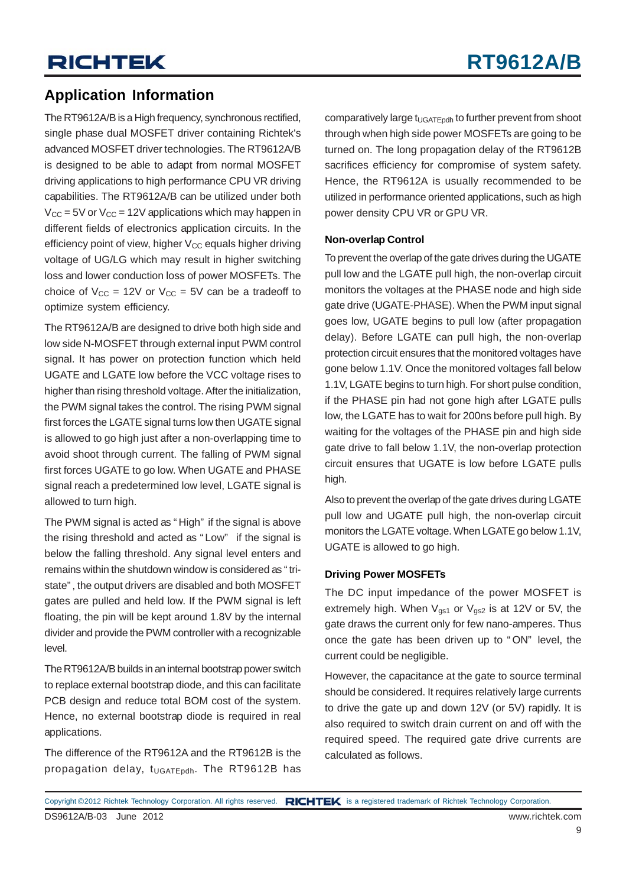## Application Information

The RT9612A/B is a High frequency, synchronous rectified, single phase dual MOSFET driver containing Richtek's advanced MOSFET driver technologies. The RT9612A/B is designed to be able to adapt from normal MOSFET driving applications to high performance CPU VR driving capabilities. The RT9612A/B can be utilized under both $V_{CC}$ = 5V or $V_{CC}$ = 12V applications which may happen in different fields of electronics application circuits. In the efficiency point of view, higher $V_{CC}$ equals higher driving voltage of UG/LG which may result in higher switching loss and lower conduction loss of power MOSFETs. The choice of $V_{CC}$ = 12V or $V_{CC}$ = 5V can be a tradeoff to optimize system efficiency.

The RT9612A/B are designed to drive both high side and low side N-MOSFET through external input PWM control signal. It has power on protection function which held UGATE and LGATE low before the VCC voltage rises to higher than rising threshold voltage. After the initialization, the PWM signal takes the control. The rising PWM signal first forces the LGATE signal turns low then UGATE signal is allowed to go high just after a non-overlapping time to avoid shoot through current. The falling of PWM signal first forces UGATE to go low. When UGATE and PHASE signal reach a predetermined low level, LGATE signal is allowed to turn high.

The PWM signal is acted as "High" if the signal is above the rising threshold and acted as "Low" if the signal is below the falling threshold. Any signal level enters and remains within the shutdown window is considered as "tri-state", the output drivers are disabled and both MOSFET gates are pulled and held low. If the PWM signal is left floating, the pin will be kept around 1.8V by the internal divider and provide the PWM controller with a recognizable level.

The RT9612A/B builds in an internal bootstrap power switch to replace external bootstrap diode, and this can facilitate PCB design and reduce total BOM cost of the system. Hence, no external bootstrap diode is required in real applications.

The difference of the RT9612A and the RT9612B is the propagation delay, $t_{UGATEpdh}$. The RT9612B has comparatively large $t_{UGATEpdh}$ to further prevent from shoot through when high side power MOSFETs are going to be turned on. The long propagation delay of the RT9612B sacrifices efficiency for compromise of system safety. Hence, the RT9612A is usually recommended to be utilized in performance oriented applications, such as high power density CPU VR or GPU VR.

### Non-overlap Control

To prevent the overlap of the gate drives during the UGATE pull low and the LGATE pull high, the non-overlap circuit monitors the voltages at the PHASE node and high side gate drive (UGATE-PHASE). When the PWM input signal goes low, UGATE begins to pull low (after propagation delay). Before LGATE can pull high, the non-overlap protection circuit ensures that the monitored voltages have gone below 1.1V. Once the monitored voltages fall below 1.1V, LGATE begins to turn high. For short pulse condition, if the PHASE pin had not gone high after LGATE pulls low, the LGATE has to wait for 200ns before pull high. By waiting for the voltages of the PHASE pin and high side gate drive to fall below 1.1V, the non-overlap protection circuit ensures that UGATE is low before LGATE pulls high.

Also to prevent the overlap of the gate drives during LGATE pull low and UGATE pull high, the non-overlap circuit monitors the LGATE voltage. When LGATE go below 1.1V, UGATE is allowed to go high.

### Driving Power MOSFETs

The DC input impedance of the power MOSFET is extremely high. When $V_{gs1}$ or $V_{gs2}$ is at 12V or 5V, the gate draws the current only for few nano-amperes. Thus once the gate has been driven up to "ON" level, the current could be negligible.

However, the capacitance at the gate to source terminal should be considered. It requires relatively large currents to drive the gate up and down 12V (or 5V) rapidly. It is also required to switch drain current on and off with the required speed. The required gate drive currents are calculated as follows.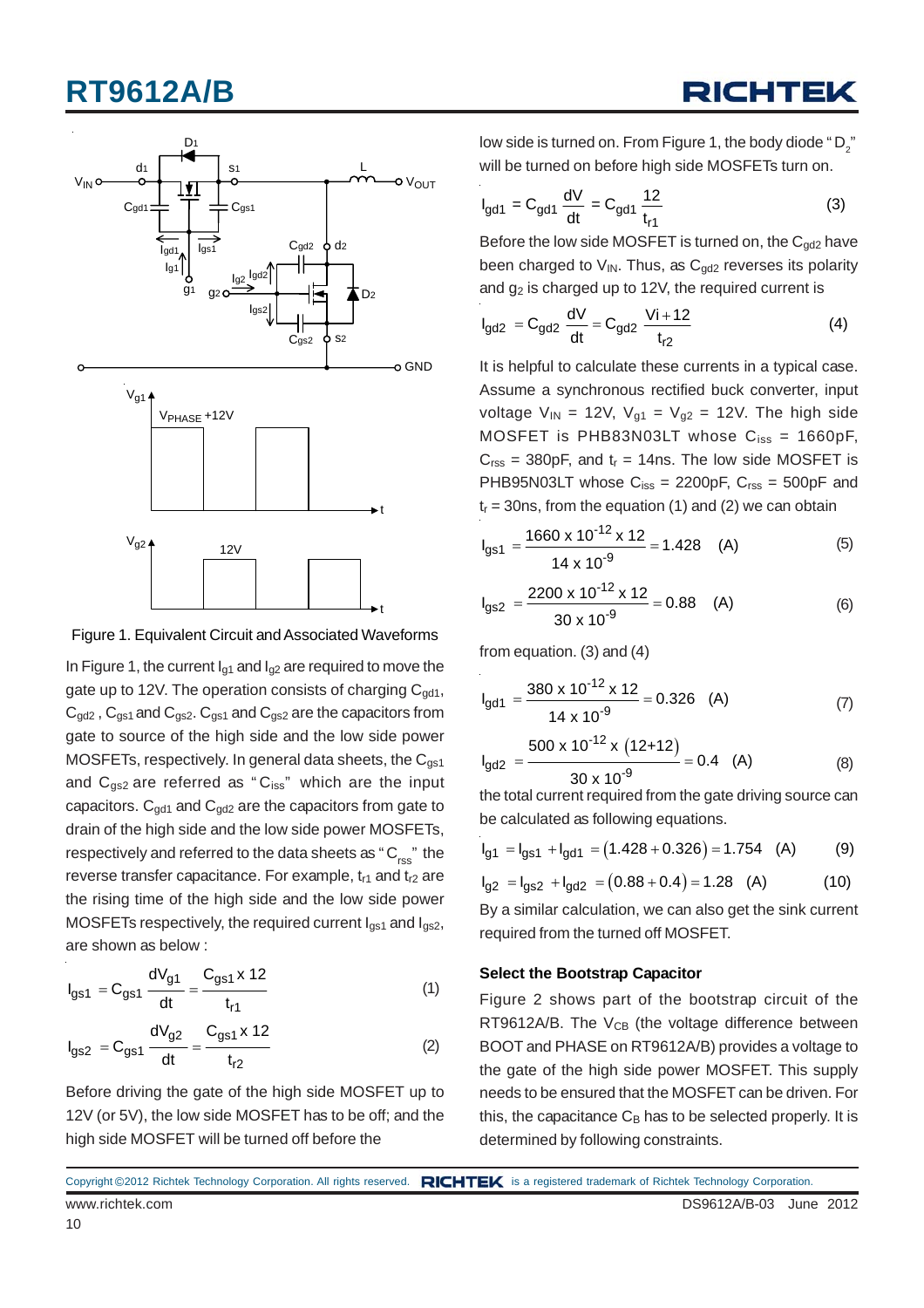Figure 1. Equivalent Circuit and Associated Waveforms

In Figure 1, the current $I_{g1}$ and $I_{g2}$ are required to move the gate up to 12V. The operation consists of charging $C_{gd1}$, $C_{gd2}$ , $C_{gs1}$ and $C_{gs2}$. $C_{gs1}$ and $C_{gs2}$ are the capacitors from gate to source of the high side and the low side power MOSFETs, respectively. In general data sheets, the $C_{gs1}$ and $C_{gs2}$ are referred as "$C_{iss}$" which are the input capacitors. $C_{gd1}$ and $C_{gd2}$ are the capacitors from gate to drain of the high side and the low side power MOSFETs, respectively and referred to the data sheets as "$C_{rss}$" the reverse transfer capacitance. For example, $t_{r1}$ and $t_{r2}$ are the rising time of the high side and the low side power MOSFETs respectively, the required current $I_{gs1}$ and $I_{gs2}$, are shown as below :

$$I_{gs1} = C_{gs1}\frac{dV_{g1}}{dt} = \frac{C_{gs1} \times 12}{t_{r1}} \quad (1)$$

$$I_{gs2} = C_{gs1}\frac{dV_{g2}}{dt} = \frac{C_{gs1} \times 12}{t_{r2}} \quad (2)$$

Before driving the gate of the high side MOSFET up to 12V (or 5V), the low side MOSFET has to be off; and the high side MOSFET will be turned off before the low side is turned on. From Figure 1, the body diode "$D_2$" will be turned on before high side MOSFETs turn on.

$$I_{gd1} = C_{gd1}\frac{dV}{dt} = C_{gd1}\frac{12}{t_{r1}} \quad (3)$$

Before the low side MOSFET is turned on, the $C_{gd2}$ have been charged to $V_{IN}$. Thus, as $C_{gd2}$ reverses its polarity and $g_2$ is charged up to 12V, the required current is

$$I_{gd2} = C_{gd2}\frac{dV}{dt} = C_{gd2}\frac{Vi+12}{t_{r2}} \quad (4)$$

It is helpful to calculate these currents in a typical case. Assume a synchronous rectified buck converter, input voltage $V_{IN}$ = 12V, $V_{g1}$ = $V_{g2}$ = 12V. The high side MOSFET is PHB83N03LT whose $C_{iss}$ = 1660pF, $C_{rss}$ = 380pF, and $t_r$ = 14ns. The low side MOSFET is PHB95N03LT whose $C_{iss}$ = 2200pF, $C_{rss}$ = 500pF and $t_r$ = 30ns, from the equation (1) and (2) we can obtain

$$I_{gs1} = \frac{1660 \times 10^{-12} \times 12}{14 \times 10^{-9}} = 1.428 \quad (A) \quad (5)$$

$$I_{gs2} = \frac{2200 \times 10^{-12} \times 12}{30 \times 10^{-9}} = 0.88 \quad (A) \quad (6)$$

from equation. (3) and (4)

$$I_{gd1} = \frac{380 \times 10^{-12} \times 12}{14 \times 10^{-9}} = 0.326 \quad (A) \quad (7)$$

$$I_{gd2} = \frac{500 \times 10^{-12} \times (12+12)}{30 \times 10^{-9}} = 0.4 \quad (A) \quad (8)$$

the total current required from the gate driving source can be calculated as following equations.

$$I_{g1} = I_{gs1} + I_{gd1} = (1.428 + 0.326) = 1.754 \quad (A) \quad (9)$$

$$I_{g2} = I_{gs2} + I_{gd2} = (0.88 + 0.4) = 1.28 \quad (A) \quad (10)$$

By a similar calculation, we can also get the sink current required from the turned off MOSFET.

### Select the Bootstrap Capacitor

Figure 2 shows part of the bootstrap circuit of the RT9612A/B. The $V_{CB}$ (the voltage difference between BOOT and PHASE on RT9612A/B) provides a voltage to the gate of the high side power MOSFET. This supply needs to be ensured that the MOSFET can be driven. For this, the capacitance $C_B$ has to be selected properly. It is determined by following constraints.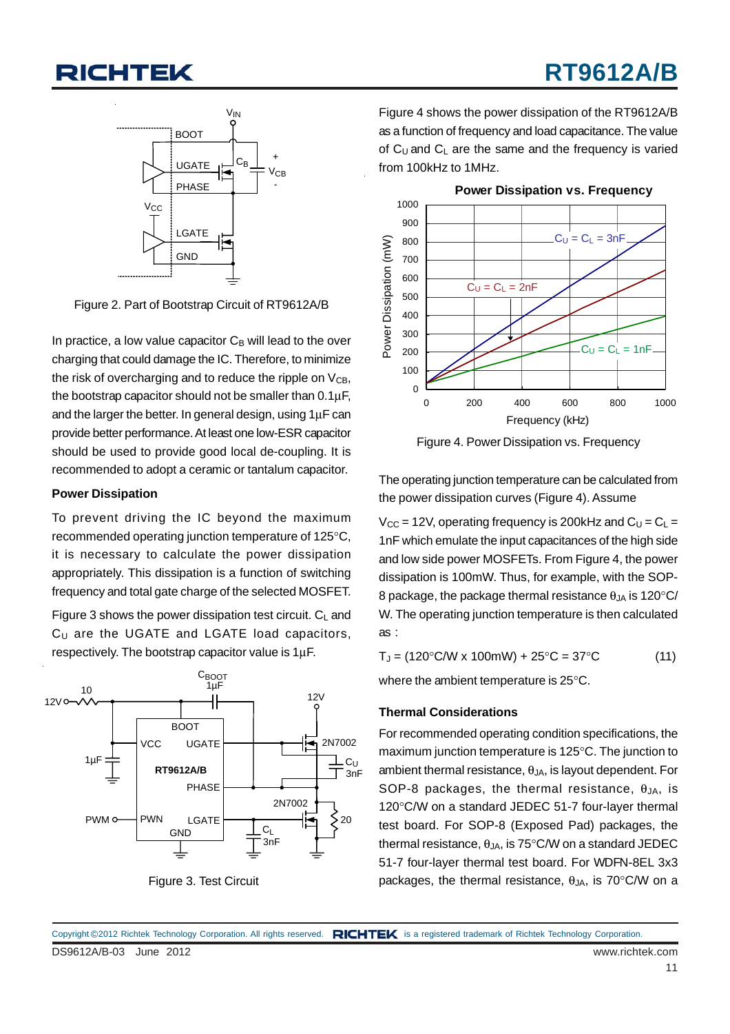Figure 2. Part of Bootstrap Circuit of RT9612A/B

In practice, a low value capacitor $C_B$ will lead to the over charging that could damage the IC. Therefore, to minimize the risk of overcharging and to reduce the ripple on $V_{CB}$, the bootstrap capacitor should not be smaller than 0.1μF, and the larger the better. In general design, using 1μF can provide better performance. At least one low-ESR capacitor should be used to provide good local de-coupling. It is recommended to adopt a ceramic or tantalum capacitor.

### Power Dissipation

To prevent driving the IC beyond the maximum recommended operating junction temperature of 125°C, it is necessary to calculate the power dissipation appropriately. This dissipation is a function of switching frequency and total gate charge of the selected MOSFET.

Figure 3 shows the power dissipation test circuit. $C_L$ and $C_U$ are the UGATE and LGATE load capacitors, respectively. The bootstrap capacitor value is 1μF.

Figure 3. Test Circuit

Figure 4 shows the power dissipation of the RT9612A/B as a function of frequency and load capacitance. The value of $C_U$ and $C_L$ are the same and the frequency is varied from 100kHz to 1MHz.

Figure 4. Power Dissipation vs. Frequency

The operating junction temperature can be calculated from the power dissipation curves (Figure 4). Assume

$V_{CC}$ = 12V, operating frequency is 200kHz and $C_U$ = $C_L$ = 1nF which emulate the input capacitances of the high side and low side power MOSFETs. From Figure 4, the power dissipation is 100mW. Thus, for example, with the SOP-8 package, the package thermal resistance $\theta_{JA}$ is 120°C/W. The operating junction temperature is then calculated as :

$$T_J = (120°C/W \times 100mW) + 25°C = 37°C \qquad (11)$$

where the ambient temperature is 25°C.

### Thermal Considerations

For recommended operating condition specifications, the maximum junction temperature is 125°C. The junction to ambient thermal resistance, $\theta_{JA}$, is layout dependent. For SOP-8 packages, the thermal resistance, $\theta_{JA}$, is 120°C/W on a standard JEDEC 51-7 four-layer thermal test board. For SOP-8 (Exposed Pad) packages, the thermal resistance, $\theta_{JA}$, is 75°C/W on a standard JEDEC 51-7 four-layer thermal test board. For WDFN-8EL 3x3 packages, the thermal resistance, $\theta_{JA}$, is 70°C/W on a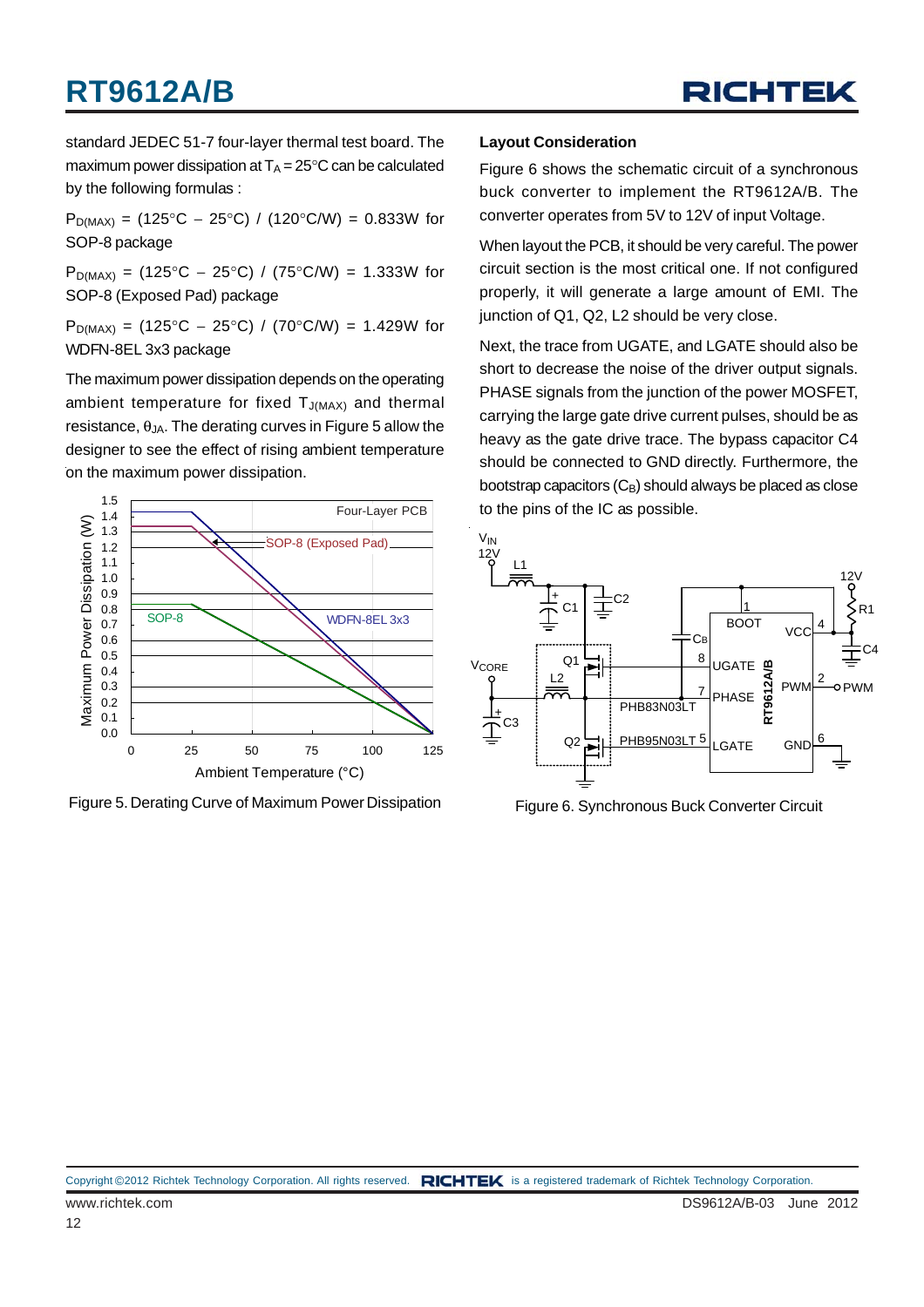standard JEDEC 51-7 four-layer thermal test board. The maximum power dissipation at $T_A = 25°C$ can be calculated by the following formulas :

$P_{D(MAX)}$ = (125°C − 25°C) / (120°C/W) = 0.833W for SOP-8 package

$P_{D(MAX)}$ = (125°C − 25°C) / (75°C/W) = 1.333W for SOP-8 (Exposed Pad) package

$P_{D(MAX)}$ = (125°C − 25°C) / (70°C/W) = 1.429W for WDFN-8EL 3x3 package

The maximum power dissipation depends on the operating ambient temperature for fixed $T_{J(MAX)}$ and thermal resistance, $\theta_{JA}$. The derating curves in Figure 5 allow the designer to see the effect of rising ambient temperature on the maximum power dissipation.

Figure 5. Derating Curve of Maximum Power Dissipation

### Layout Consideration

Figure 6 shows the schematic circuit of a synchronous buck converter to implement the RT9612A/B. The converter operates from 5V to 12V of input Voltage.

When layout the PCB, it should be very careful. The power circuit section is the most critical one. If not configured properly, it will generate a large amount of EMI. The junction of Q1, Q2, L2 should be very close.

Next, the trace from UGATE, and LGATE should also be short to decrease the noise of the driver output signals. PHASE signals from the junction of the power MOSFET, carrying the large gate drive current pulses, should be as heavy as the gate drive trace. The bypass capacitor C4 should be connected to GND directly. Furthermore, the bootstrap capacitors ($C_B$) should always be placed as close to the pins of the IC as possible.

Figure 6. Synchronous Buck Converter Circuit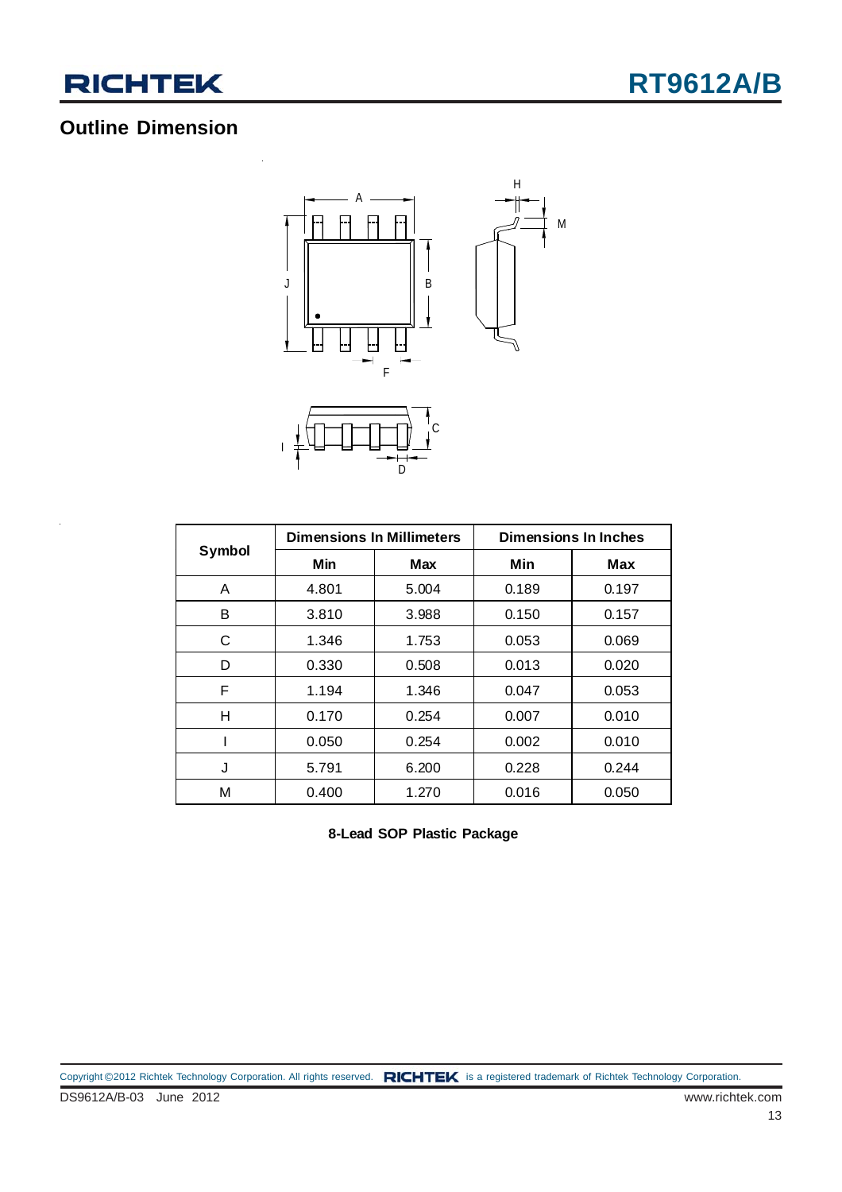## Outline Dimension

| Symbol | Dimensions In Millimeters | | Dimensions In Inches | |
|---|---|---|---|---|
| | Min | Max | Min | Max |
| A | 4.801 | 5.004 | 0.189 | 0.197 |
| B | 3.810 | 3.988 | 0.150 | 0.157 |
| C | 1.346 | 1.753 | 0.053 | 0.069 |
| D | 0.330 | 0.508 | 0.013 | 0.020 |
| F | 1.194 | 1.346 | 0.047 | 0.053 |
| H | 0.170 | 0.254 | 0.007 | 0.010 |
| I | 0.050 | 0.254 | 0.002 | 0.010 |
| J | 5.791 | 6.200 | 0.228 | 0.244 |
| M | 0.400 | 1.270 | 0.016 | 0.050 |

**8-Lead SOP Plastic Package**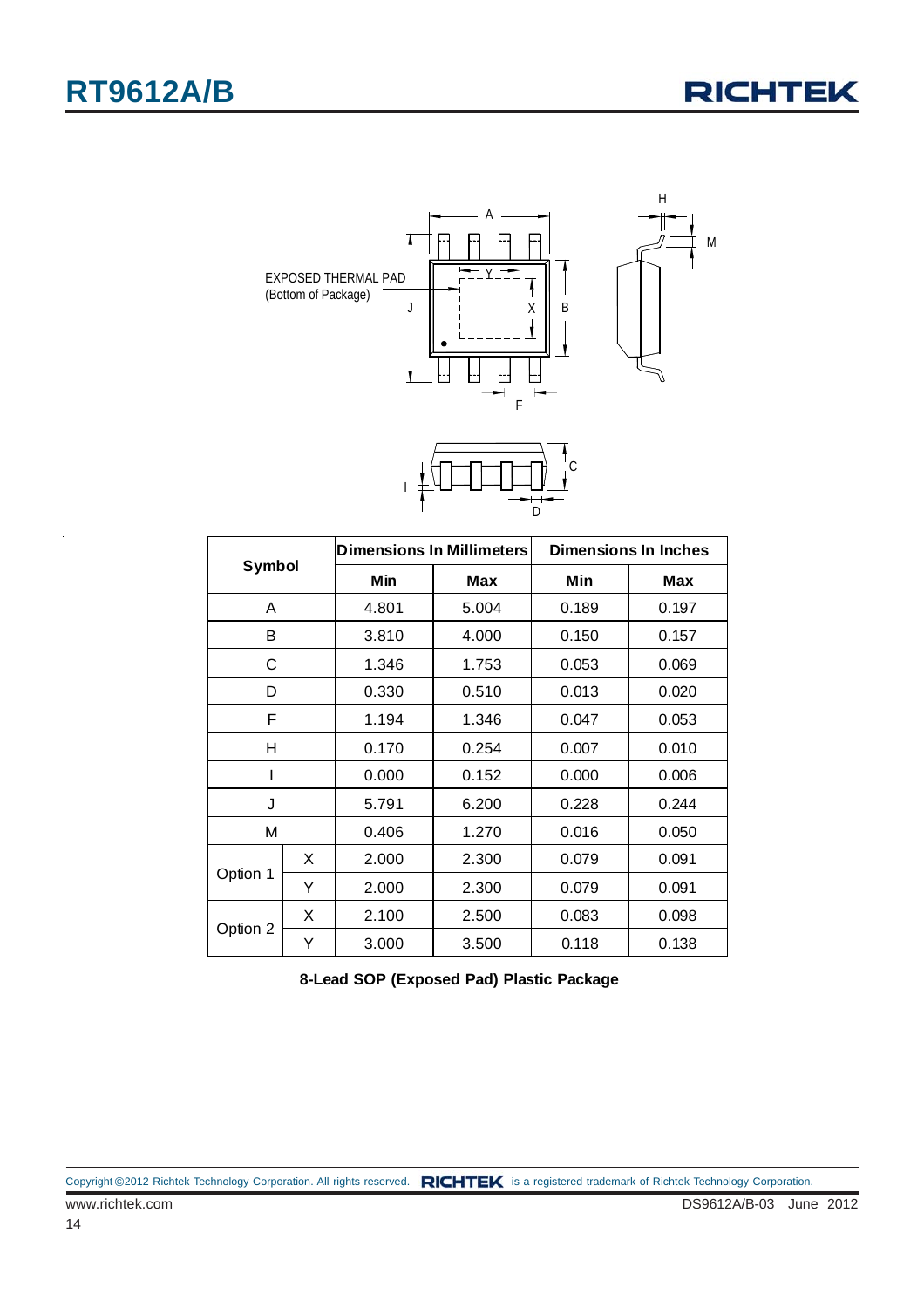EXPOSED THERMAL PAD
(Bottom of Package)

| Symbol | | Dimensions In Millimeters | | Dimensions In Inches | |
|---|---|---|---|---|---|
| | | Min | Max | Min | Max |
| A | | 4.801 | 5.004 | 0.189 | 0.197 |
| B | | 3.810 | 4.000 | 0.150 | 0.157 |
| C | | 1.346 | 1.753 | 0.053 | 0.069 |
| D | | 0.330 | 0.510 | 0.013 | 0.020 |
| F | | 1.194 | 1.346 | 0.047 | 0.053 |
| H | | 0.170 | 0.254 | 0.007 | 0.010 |
| I | | 0.000 | 0.152 | 0.000 | 0.006 |
| J | | 5.791 | 6.200 | 0.228 | 0.244 |
| M | | 0.406 | 1.270 | 0.016 | 0.050 |
| Option 1 | X | 2.000 | 2.300 | 0.079 | 0.091 |
| | Y | 2.000 | 2.300 | 0.079 | 0.091 |
| Option 2 | X | 2.100 | 2.500 | 0.083 | 0.098 |
| | Y | 3.000 | 3.500 | 0.118 | 0.138 |

**8-Lead SOP (Exposed Pad) Plastic Package**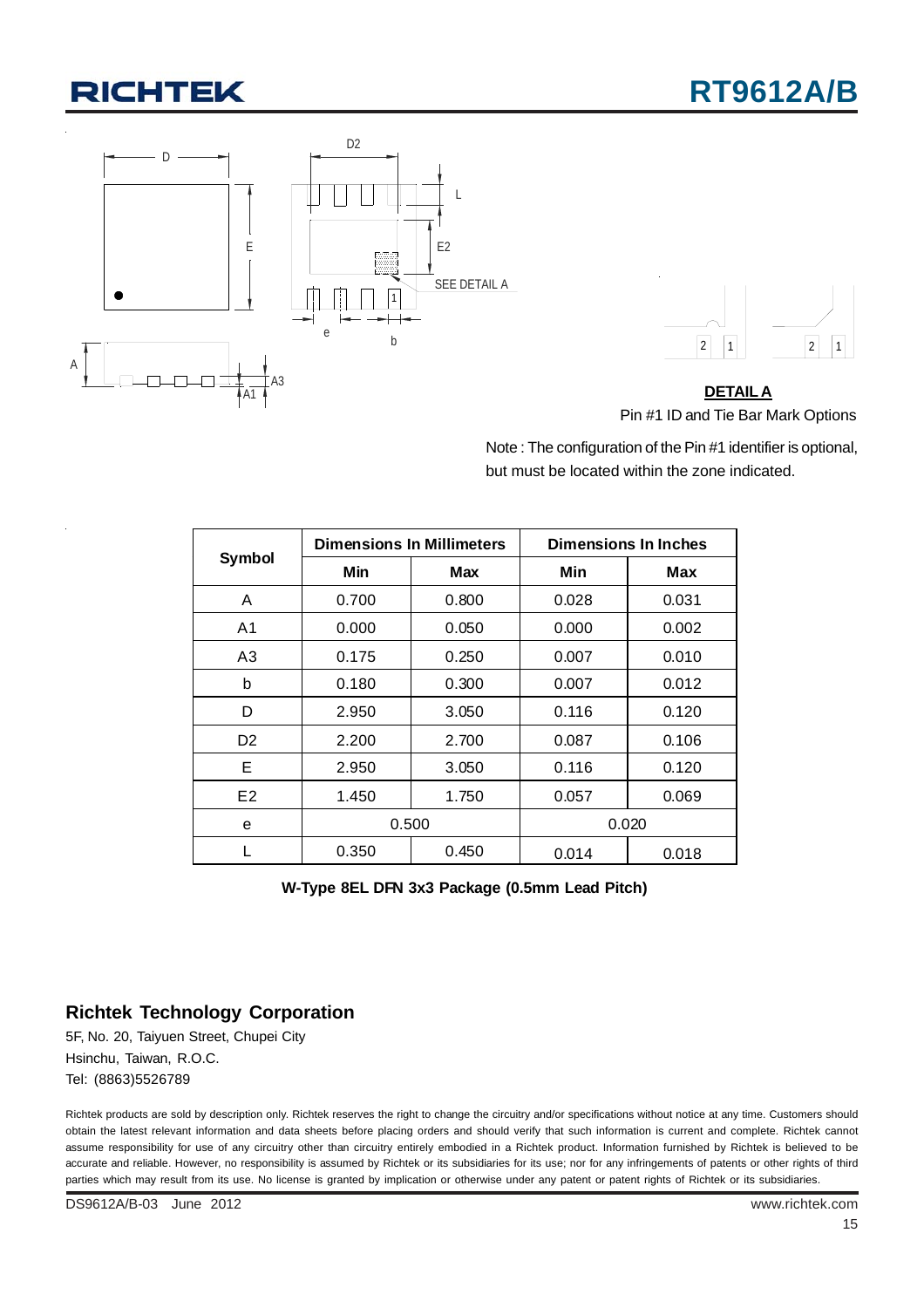DETAIL A

Pin #1 ID and Tie Bar Mark Options

Note : The configuration of the Pin #1 identifier is optional, but must be located within the zone indicated.

| Symbol | Dimensions In Millimeters | | Dimensions In Inches | |
|---|---|---|---|---|
| | Min | Max | Min | Max |
| A | 0.700 | 0.800 | 0.028 | 0.031 |
| A1 | 0.000 | 0.050 | 0.000 | 0.002 |
| A3 | 0.175 | 0.250 | 0.007 | 0.010 |
| b | 0.180 | 0.300 | 0.007 | 0.012 |
| D | 2.950 | 3.050 | 0.116 | 0.120 |
| D2 | 2.200 | 2.700 | 0.087 | 0.106 |
| E | 2.950 | 3.050 | 0.116 | 0.120 |
| E2 | 1.450 | 1.750 | 0.057 | 0.069 |
| e | 0.500 | | 0.020 | |
| L | 0.350 | 0.450 | 0.014 | 0.018 |

**W-Type 8EL DFN 3x3 Package (0.5mm Lead Pitch)**

## Richtek Technology Corporation

5F, No. 20, Taiyuen Street, Chupei City
Hsinchu, Taiwan, R.O.C.
Tel: (8863)5526789

Richtek products are sold by description only. Richtek reserves the right to change the circuitry and/or specifications without notice at any time. Customers should obtain the latest relevant information and data sheets before placing orders and should verify that such information is current and complete. Richtek cannot assume responsibility for use of any circuitry other than circuitry entirely embodied in a Richtek product. Information furnished by Richtek is believed to be accurate and reliable. However, no responsibility is assumed by Richtek or its subsidiaries for its use; nor for any infringements of patents or other rights of third parties which may result from its use. No license is granted by implication or otherwise under any patent or patent rights of Richtek or its subsidiaries.